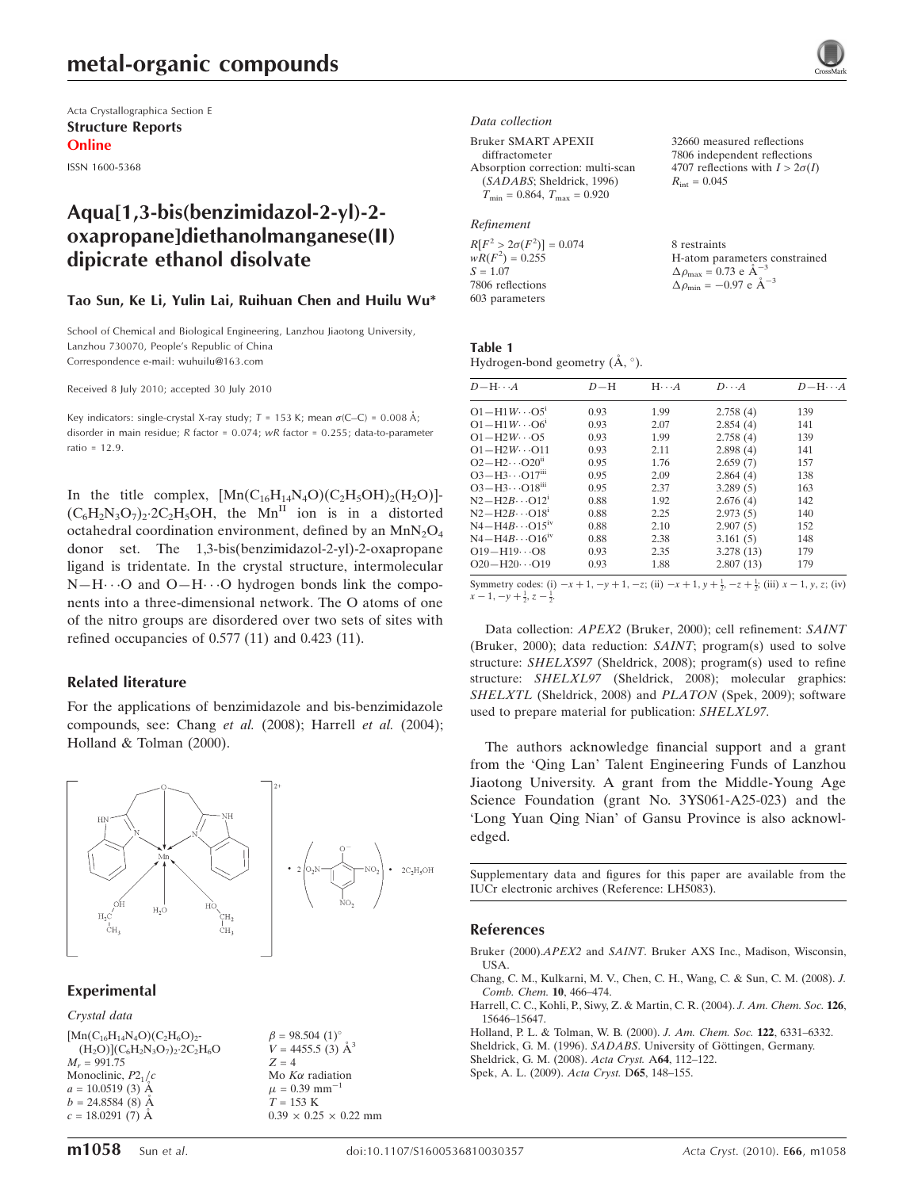# metal-organic compounds

Acta Crystallographica Section E
**Structure Reports**
**Online**

ISSN 1600-5368

# Aqua[1,3-bis(benzimidazol-2-yl)-2-oxapropane]diethanolmanganese(II) dipicrate ethanol disolvate

**Tao Sun, Ke Li, Yulin Lai, Ruihuan Chen and Huilu Wu***

School of Chemical and Biological Engineering, Lanzhou Jiaotong University, Lanzhou 730070, People's Republic of China
Correspondence e-mail: wuhuilu@163.com

Received 8 July 2010; accepted 30 July 2010

Key indicators: single-crystal X-ray study; $T$ = 153 K; mean $\sigma$(C–C) = 0.008 Å; disorder in main residue; $R$ factor = 0.074; $wR$ factor = 0.255; data-to-parameter ratio = 12.9.

In the title complex, $[Mn(C_{16}H_{14}N_4O)(C_2H_5OH)_2(H_2O)](C_6H_2N_3O_7)_2 \cdot 2C_2H_5OH$, the $Mn^{II}$ ion is in a distorted octahedral coordination environment, defined by an $MnN_2O_4$ donor set. The 1,3-bis(benzimidazol-2-yl)-2-oxapropane ligand is tridentate. In the crystal structure, intermolecular N—H⋯O and O—H⋯O hydrogen bonds link the components into a three-dimensional network. The O atoms of one of the nitro groups are disordered over two sets of sites with refined occupancies of 0.577 (11) and 0.423 (11).

## Related literature

For the applications of benzimidazole and bis-benzimidazole compounds, see: Chang *et al.* (2008); Harrell *et al.* (2004); Holland & Tolman (2000).

## Experimental

### Crystal data

$[Mn(C_{16}H_{14}N_4O)(C_2H_6O)_2(H_2O)](C_6H_2N_3O_7)_2 \cdot 2C_2H_6O$
$M_r$ = 991.75
Monoclinic, $P2_1/c$
$a$ = 10.0519 (3) Å
$b$ = 24.8584 (8) Å
$c$ = 18.0291 (7) Å
$\beta$ = 98.504 (1)°
$V$ = 4455.5 (3) Å$^3$
$Z$ = 4
Mo $K\alpha$ radiation
$\mu$ = 0.39 mm$^{-1}$
$T$ = 153 K
0.39 × 0.25 × 0.22 mm

### Data collection

Bruker SMART APEXII diffractometer
Absorption correction: multi-scan (*SADABS*; Sheldrick, 1996)
$T_{min}$ = 0.864, $T_{max}$ = 0.920
32660 measured reflections
7806 independent reflections
4707 reflections with $I > 2\sigma(I)$
$R_{int}$ = 0.045

### Refinement

$R[F^2 > 2\sigma(F^2)]$ = 0.074
$wR(F^2)$ = 0.255
$S$ = 1.07
7806 reflections
603 parameters
8 restraints
H-atom parameters constrained
$\Delta\rho_{max}$ = 0.73 e Å$^{-3}$
$\Delta\rho_{min}$ = −0.97 e Å$^{-3}$

**Table 1**
Hydrogen-bond geometry (Å, °).

| $D$—H⋯$A$ | $D$—H | H⋯$A$ | $D$⋯$A$ | $D$—H⋯$A$ |
|---|---|---|---|---|
| O1—H1W⋯O5$^{i}$ | 0.93 | 1.99 | 2.758 (4) | 139 |
| O1—H1W⋯O6$^{i}$ | 0.93 | 2.07 | 2.854 (4) | 141 |
| O1—H2W⋯O5 | 0.93 | 1.99 | 2.758 (4) | 139 |
| O1—H2W⋯O11 | 0.93 | 2.11 | 2.898 (4) | 141 |
| O2—H2⋯O20$^{ii}$ | 0.95 | 1.76 | 2.659 (7) | 157 |
| O3—H3⋯O17$^{iii}$ | 0.95 | 2.09 | 2.864 (4) | 138 |
| O3—H3⋯O18$^{iii}$ | 0.95 | 2.37 | 3.289 (5) | 163 |
| N2—H2B⋯O12$^{i}$ | 0.88 | 1.92 | 2.676 (4) | 142 |
| N2—H2B⋯O18$^{i}$ | 0.88 | 2.25 | 2.973 (5) | 140 |
| N4—H4B⋯O15$^{iv}$ | 0.88 | 2.10 | 2.907 (5) | 152 |
| N4—H4B⋯O16$^{iv}$ | 0.88 | 2.38 | 3.161 (5) | 148 |
| O19—H19⋯O8 | 0.93 | 2.35 | 3.278 (13) | 179 |
| O20—H20⋯O19 | 0.93 | 1.88 | 2.807 (13) | 179 |

Symmetry codes: (i) $-x+1, -y+1, -z$; (ii) $-x+1, y+\frac{1}{2}, -z+\frac{1}{2}$; (iii) $x-1, y, z$; (iv) $x-1, -y+\frac{1}{2}, z-\frac{1}{2}$.

Data collection: *APEX2* (Bruker, 2000); cell refinement: *SAINT* (Bruker, 2000); data reduction: *SAINT*; program(s) used to solve structure: *SHELXS97* (Sheldrick, 2008); program(s) used to refine structure: *SHELXL97* (Sheldrick, 2008); molecular graphics: *SHELXTL* (Sheldrick, 2008) and *PLATON* (Spek, 2009); software used to prepare material for publication: *SHELXL97*.

The authors acknowledge financial support and a grant from the 'Qing Lan' Talent Engineering Funds of Lanzhou Jiaotong University. A grant from the Middle-Young Age Science Foundation (grant No. 3YS061-A25-023) and the 'Long Yuan Qing Nian' of Gansu Province is also acknowledged.

Supplementary data and figures for this paper are available from the IUCr electronic archives (Reference: LH5083).

## References

Bruker (2000). *APEX2* and *SAINT*. Bruker AXS Inc., Madison, Wisconsin, USA.
Chang, C. M., Kulkarni, M. V., Chen, C. H., Wang, C. & Sun, C. M. (2008). *J. Comb. Chem.* **10**, 466–474.
Harrell, C. C., Kohli, P., Siwy, Z. & Martin, C. R. (2004). *J. Am. Chem. Soc.* **126**, 15646–15647.
Holland, P. L. & Tolman, W. B. (2000). *J. Am. Chem. Soc.* **122**, 6331–6332.
Sheldrick, G. M. (1996). *SADABS*. University of Göttingen, Germany.
Sheldrick, G. M. (2008). *Acta Cryst.* A**64**, 112–122.
Spek, A. L. (2009). *Acta Cryst.* D**65**, 148–155.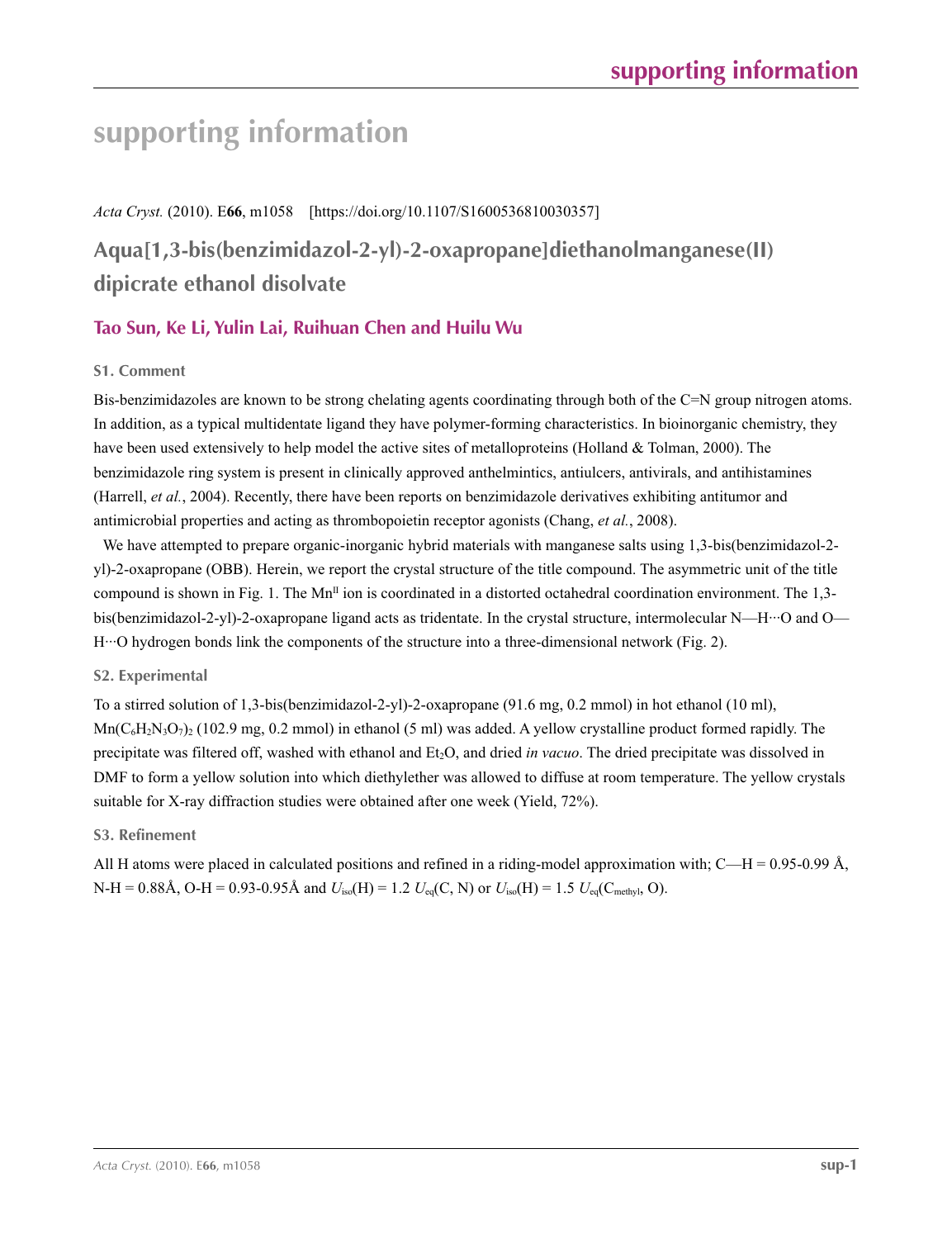# supporting information

*Acta Cryst.* (2010). E**66**, m1058    [https://doi.org/10.1107/S1600536810030357]

## Aqua[1,3-bis(benzimidazol-2-yl)-2-oxapropane]diethanolmanganese(II) dipicrate ethanol disolvate

### Tao Sun, Ke Li, Yulin Lai, Ruihuan Chen and Huilu Wu

### S1. Comment

Bis-benzimidazoles are known to be strong chelating agents coordinating through both of the C=N group nitrogen atoms. In addition, as a typical multidentate ligand they have polymer-forming characteristics. In bioinorganic chemistry, they have been used extensively to help model the active sites of metalloproteins (Holland & Tolman, 2000). The benzimidazole ring system is present in clinically approved anthelmintics, antiulcers, antivirals, and antihistamines (Harrell, *et al.*, 2004). Recently, there have been reports on benzimidazole derivatives exhibiting antitumor and antimicrobial properties and acting as thrombopoietin receptor agonists (Chang, *et al.*, 2008).

We have attempted to prepare organic-inorganic hybrid materials with manganese salts using 1,3-bis(benzimidazol-2-yl)-2-oxapropane (OBB). Herein, we report the crystal structure of the title compound. The asymmetric unit of the title compound is shown in Fig. 1. The $Mn^{II}$ ion is coordinated in a distorted octahedral coordination environment. The 1,3-bis(benzimidazol-2-yl)-2-oxapropane ligand acts as tridentate. In the crystal structure, intermolecular N—H···O and O—H···O hydrogen bonds link the components of the structure into a three-dimensional network (Fig. 2).

### S2. Experimental

To a stirred solution of 1,3-bis(benzimidazol-2-yl)-2-oxapropane (91.6 mg, 0.2 mmol) in hot ethanol (10 ml), $Mn(C_6H_2N_3O_7)_2$ (102.9 mg, 0.2 mmol) in ethanol (5 ml) was added. A yellow crystalline product formed rapidly. The precipitate was filtered off, washed with ethanol and $Et_2O$, and dried *in vacuo*. The dried precipitate was dissolved in DMF to form a yellow solution into which diethylether was allowed to diffuse at room temperature. The yellow crystals suitable for X-ray diffraction studies were obtained after one week (Yield, 72%).

### S3. Refinement

All H atoms were placed in calculated positions and refined in a riding-model approximation with; C—H = 0.95-0.99 Å, N-H = 0.88Å, O-H = 0.93-0.95Å and $U_{iso}(H) = 1.2\ U_{eq}(C, N)$ or $U_{iso}(H) = 1.5\ U_{eq}(C_{methyl}, O)$.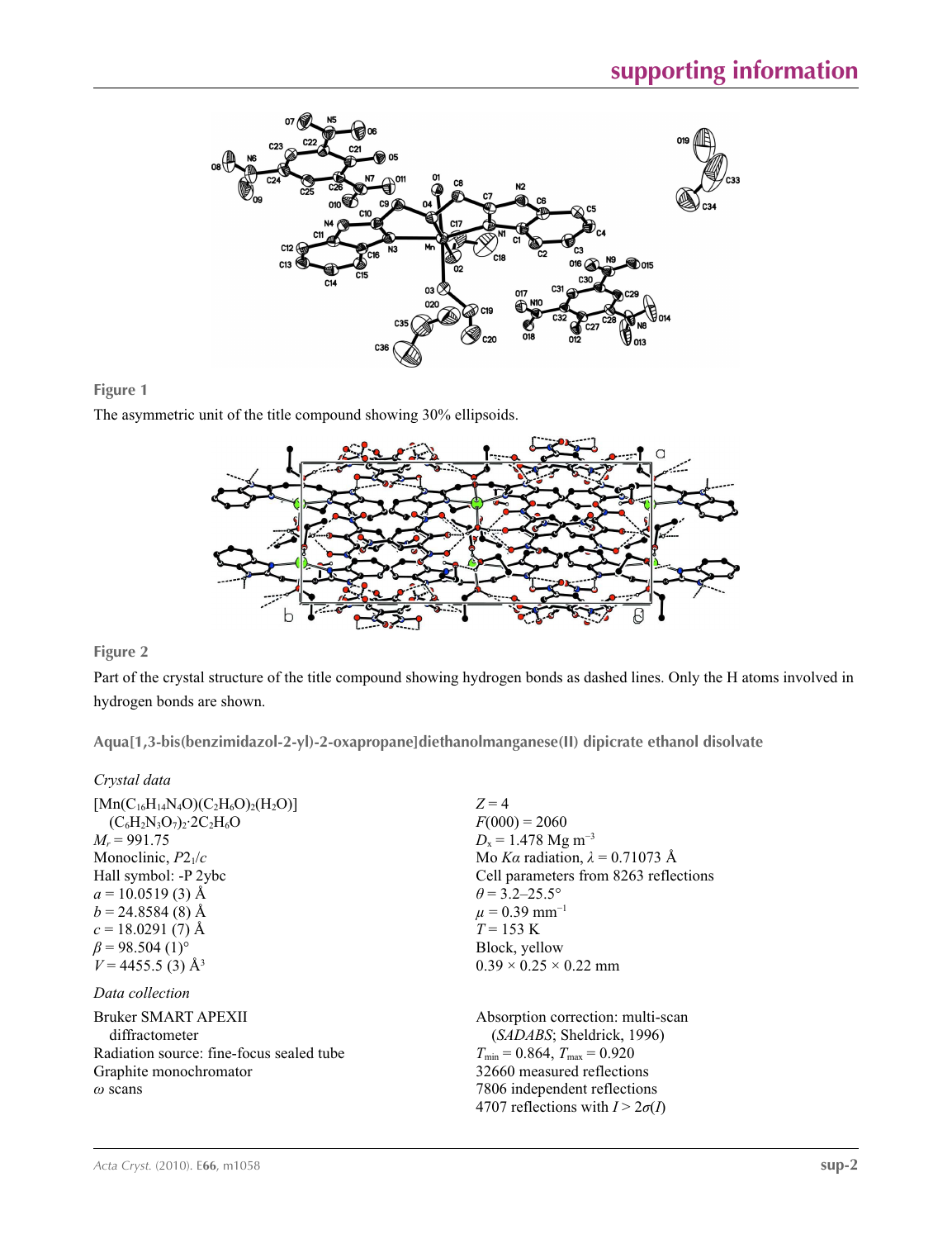**Figure 1**

The asymmetric unit of the title compound showing 30% ellipsoids.

**Figure 2**

Part of the crystal structure of the title compound showing hydrogen bonds as dashed lines. Only the H atoms involved in hydrogen bonds are shown.

## Aqua[1,3-bis(benzimidazol-2-yl)-2-oxapropane]diethanolmanganese(II) dipicrate ethanol disolvate

### *Crystal data*

$[Mn(C_{16}H_{14}N_4O)(C_2H_6O)_2(H_2O)]$  
$(C_6H_2N_3O_7)_2 \cdot 2C_2H_6O$  
$M_r = 991.75$  
Monoclinic, $P2_1/c$  
Hall symbol: -P 2ybc  
$a = 10.0519$ (3) Å  
$b = 24.8584$ (8) Å  
$c = 18.0291$ (7) Å  
$\beta = 98.504$ (1)°  
$V = 4455.5$ (3) Å$^3$  
$Z = 4$  
$F(000) = 2060$  
$D_x = 1.478$ Mg m$^{-3}$  
Mo $K\alpha$ radiation, $\lambda = 0.71073$ Å  
Cell parameters from 8263 reflections  
$\theta = 3.2$–25.5°  
$\mu = 0.39$ mm$^{-1}$  
$T = 153$ K  
Block, yellow  
0.39 × 0.25 × 0.22 mm

### *Data collection*

Bruker SMART APEXII diffractometer  
Radiation source: fine-focus sealed tube  
Graphite monochromator  
$\omega$ scans  
Absorption correction: multi-scan (*SADABS*; Sheldrick, 1996)  
$T_{min} = 0.864$, $T_{max} = 0.920$  
32660 measured reflections  
7806 independent reflections  
4707 reflections with $I > 2\sigma(I)$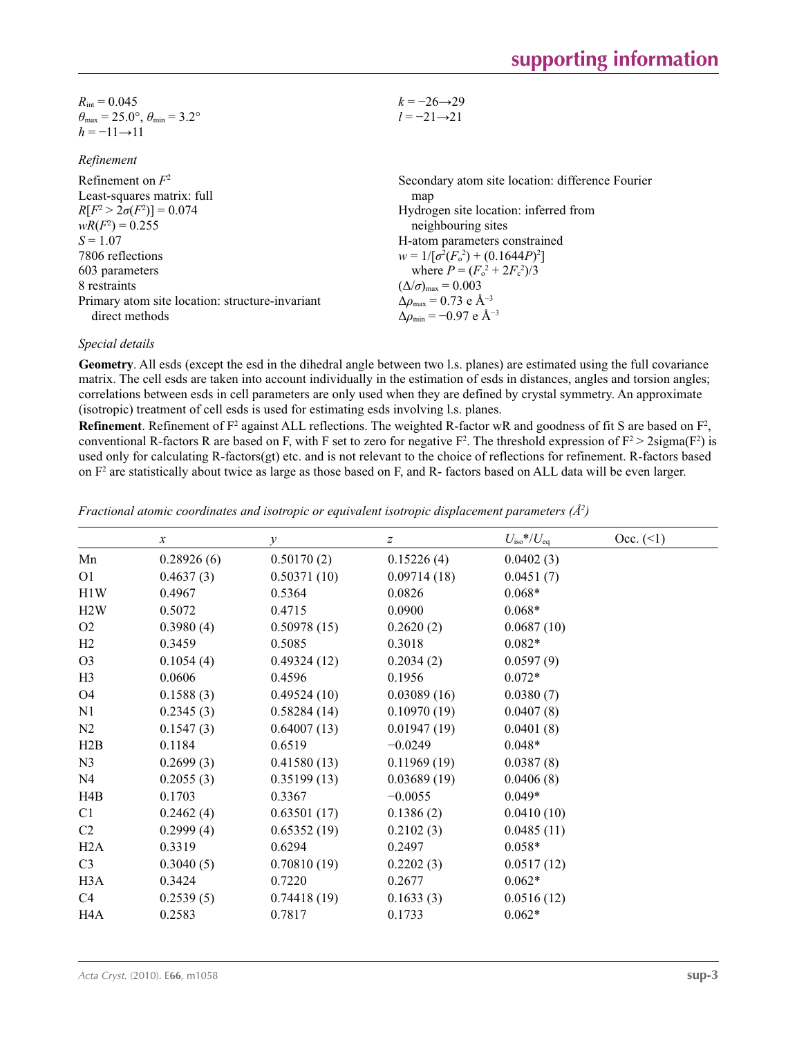$R_{int} = 0.045$
$\theta_{max} = 25.0°$, $\theta_{min} = 3.2°$
$h = -11 \rightarrow 11$
$k = -26 \rightarrow 29$
$l = -21 \rightarrow 21$

*Refinement*

Refinement on $F^2$
Least-squares matrix: full
$R[F^2 > 2\sigma(F^2)] = 0.074$
$wR(F^2) = 0.255$
$S = 1.07$
7806 reflections
603 parameters
8 restraints
Primary atom site location: structure-invariant direct methods
Secondary atom site location: difference Fourier map
Hydrogen site location: inferred from neighbouring sites
H-atom parameters constrained
$w = 1/[\sigma^2(F_o^2) + (0.1644P)^2]$
where $P = (F_o^2 + 2F_c^2)/3$
$(\Delta/\sigma)_{max} = 0.003$
$\Delta\rho_{max} = 0.73$ e Å$^{-3}$
$\Delta\rho_{min} = -0.97$ e Å$^{-3}$

*Special details*

**Geometry**. All esds (except the esd in the dihedral angle between two l.s. planes) are estimated using the full covariance matrix. The cell esds are taken into account individually in the estimation of esds in distances, angles and torsion angles; correlations between esds in cell parameters are only used when they are defined by crystal symmetry. An approximate (isotropic) treatment of cell esds is used for estimating esds involving l.s. planes.

**Refinement**. Refinement of F² against ALL reflections. The weighted R-factor wR and goodness of fit S are based on F², conventional R-factors R are based on F, with F set to zero for negative F². The threshold expression of F² > 2sigma(F²) is used only for calculating R-factors(gt) etc. and is not relevant to the choice of reflections for refinement. R-factors based on F² are statistically about twice as large as those based on F, and R- factors based on ALL data will be even larger.

*Fractional atomic coordinates and isotropic or equivalent isotropic displacement parameters (Å²)*

| | *x* | *y* | *z* | $U_{iso}$*/$U_{eq}$ | Occ. (<1) |
|---|---|---|---|---|---|
| Mn | 0.28926 (6) | 0.50170 (2) | 0.15226 (4) | 0.0402 (3) | |
| O1 | 0.4637 (3) | 0.50371 (10) | 0.09714 (18) | 0.0451 (7) | |
| H1W | 0.4967 | 0.5364 | 0.0826 | 0.068* | |
| H2W | 0.5072 | 0.4715 | 0.0900 | 0.068* | |
| O2 | 0.3980 (4) | 0.50978 (15) | 0.2620 (2) | 0.0687 (10) | |
| H2 | 0.3459 | 0.5085 | 0.3018 | 0.082* | |
| O3 | 0.1054 (4) | 0.49324 (12) | 0.2034 (2) | 0.0597 (9) | |
| H3 | 0.0606 | 0.4596 | 0.1956 | 0.072* | |
| O4 | 0.1588 (3) | 0.49524 (10) | 0.03089 (16) | 0.0380 (7) | |
| N1 | 0.2345 (3) | 0.58284 (14) | 0.10970 (19) | 0.0407 (8) | |
| N2 | 0.1547 (3) | 0.64007 (13) | 0.01947 (19) | 0.0401 (8) | |
| H2B | 0.1184 | 0.6519 | −0.0249 | 0.048* | |
| N3 | 0.2699 (3) | 0.41580 (13) | 0.11969 (19) | 0.0387 (8) | |
| N4 | 0.2055 (3) | 0.35199 (13) | 0.03689 (19) | 0.0406 (8) | |
| H4B | 0.1703 | 0.3367 | −0.0055 | 0.049* | |
| C1 | 0.2462 (4) | 0.63501 (17) | 0.1386 (2) | 0.0410 (10) | |
| C2 | 0.2999 (4) | 0.65352 (19) | 0.2102 (3) | 0.0485 (11) | |
| H2A | 0.3319 | 0.6294 | 0.2497 | 0.058* | |
| C3 | 0.3040 (5) | 0.70810 (19) | 0.2202 (3) | 0.0517 (12) | |
| H3A | 0.3424 | 0.7220 | 0.2677 | 0.062* | |
| C4 | 0.2539 (5) | 0.74418 (19) | 0.1633 (3) | 0.0516 (12) | |
| H4A | 0.2583 | 0.7817 | 0.1733 | 0.062* | |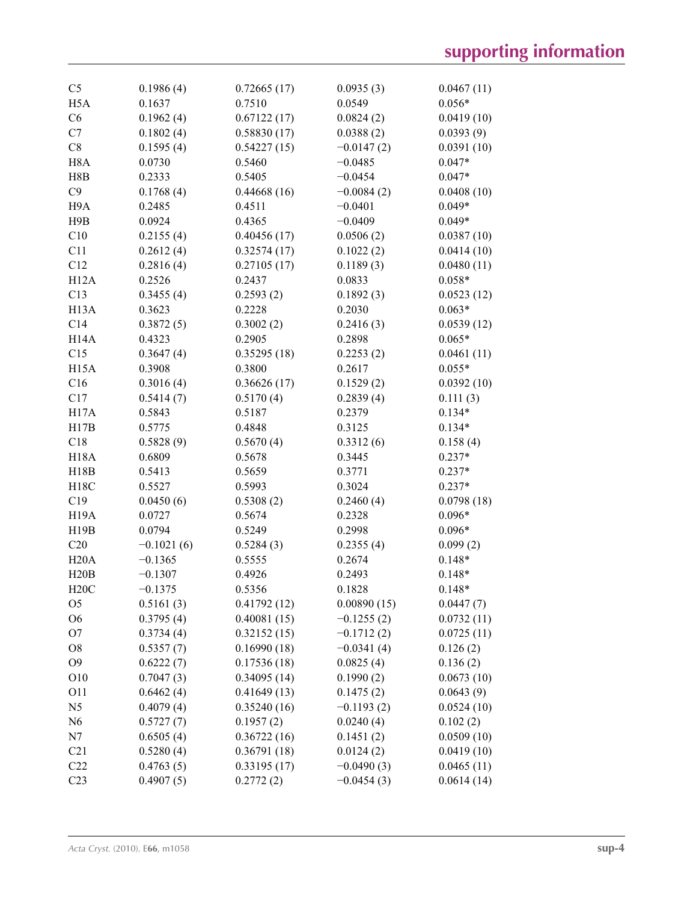| | | | | |
|---|---|---|---|---|
| C5 | 0.1986 (4) | 0.72665 (17) | 0.0935 (3) | 0.0467 (11) |
| H5A | 0.1637 | 0.7510 | 0.0549 | 0.056* |
| C6 | 0.1962 (4) | 0.67122 (17) | 0.0824 (2) | 0.0419 (10) |
| C7 | 0.1802 (4) | 0.58830 (17) | 0.0388 (2) | 0.0393 (9) |
| C8 | 0.1595 (4) | 0.54227 (15) | −0.0147 (2) | 0.0391 (10) |
| H8A | 0.0730 | 0.5460 | −0.0485 | 0.047* |
| H8B | 0.2333 | 0.5405 | −0.0454 | 0.047* |
| C9 | 0.1768 (4) | 0.44668 (16) | −0.0084 (2) | 0.0408 (10) |
| H9A | 0.2485 | 0.4511 | −0.0401 | 0.049* |
| H9B | 0.0924 | 0.4365 | −0.0409 | 0.049* |
| C10 | 0.2155 (4) | 0.40456 (17) | 0.0506 (2) | 0.0387 (10) |
| C11 | 0.2612 (4) | 0.32574 (17) | 0.1022 (2) | 0.0414 (10) |
| C12 | 0.2816 (4) | 0.27105 (17) | 0.1189 (3) | 0.0480 (11) |
| H12A | 0.2526 | 0.2437 | 0.0833 | 0.058* |
| C13 | 0.3455 (4) | 0.2593 (2) | 0.1892 (3) | 0.0523 (12) |
| H13A | 0.3623 | 0.2228 | 0.2030 | 0.063* |
| C14 | 0.3872 (5) | 0.3002 (2) | 0.2416 (3) | 0.0539 (12) |
| H14A | 0.4323 | 0.2905 | 0.2898 | 0.065* |
| C15 | 0.3647 (4) | 0.35295 (18) | 0.2253 (2) | 0.0461 (11) |
| H15A | 0.3908 | 0.3800 | 0.2617 | 0.055* |
| C16 | 0.3016 (4) | 0.36626 (17) | 0.1529 (2) | 0.0392 (10) |
| C17 | 0.5414 (7) | 0.5170 (4) | 0.2839 (4) | 0.111 (3) |
| H17A | 0.5843 | 0.5187 | 0.2379 | 0.134* |
| H17B | 0.5775 | 0.4848 | 0.3125 | 0.134* |
| C18 | 0.5828 (9) | 0.5670 (4) | 0.3312 (6) | 0.158 (4) |
| H18A | 0.6809 | 0.5678 | 0.3445 | 0.237* |
| H18B | 0.5413 | 0.5659 | 0.3771 | 0.237* |
| H18C | 0.5527 | 0.5993 | 0.3024 | 0.237* |
| C19 | 0.0450 (6) | 0.5308 (2) | 0.2460 (4) | 0.0798 (18) |
| H19A | 0.0727 | 0.5674 | 0.2328 | 0.096* |
| H19B | 0.0794 | 0.5249 | 0.2998 | 0.096* |
| C20 | −0.1021 (6) | 0.5284 (3) | 0.2355 (4) | 0.099 (2) |
| H20A | −0.1365 | 0.5555 | 0.2674 | 0.148* |
| H20B | −0.1307 | 0.4926 | 0.2493 | 0.148* |
| H20C | −0.1375 | 0.5356 | 0.1828 | 0.148* |
| O5 | 0.5161 (3) | 0.41792 (12) | 0.00890 (15) | 0.0447 (7) |
| O6 | 0.3795 (4) | 0.40081 (15) | −0.1255 (2) | 0.0732 (11) |
| O7 | 0.3734 (4) | 0.32152 (15) | −0.1712 (2) | 0.0725 (11) |
| O8 | 0.5357 (7) | 0.16990 (18) | −0.0341 (4) | 0.126 (2) |
| O9 | 0.6222 (7) | 0.17536 (18) | 0.0825 (4) | 0.136 (2) |
| O10 | 0.7047 (3) | 0.34095 (14) | 0.1990 (2) | 0.0673 (10) |
| O11 | 0.6462 (4) | 0.41649 (13) | 0.1475 (2) | 0.0643 (9) |
| N5 | 0.4079 (4) | 0.35240 (16) | −0.1193 (2) | 0.0524 (10) |
| N6 | 0.5727 (7) | 0.1957 (2) | 0.0240 (4) | 0.102 (2) |
| N7 | 0.6505 (4) | 0.36722 (16) | 0.1451 (2) | 0.0509 (10) |
| C21 | 0.5280 (4) | 0.36791 (18) | 0.0124 (2) | 0.0419 (10) |
| C22 | 0.4763 (5) | 0.33195 (17) | −0.0490 (3) | 0.0465 (11) |
| C23 | 0.4907 (5) | 0.2772 (2) | −0.0454 (3) | 0.0614 (14) |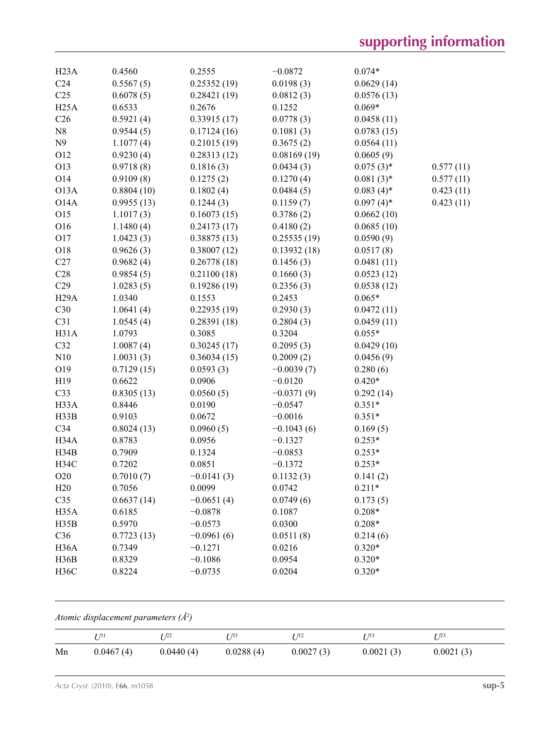| | | | | | |
|---|---|---|---|---|---|
| H23A | 0.4560 | 0.2555 | −0.0872 | 0.074* | |
| C24 | 0.5567 (5) | 0.25352 (19) | 0.0198 (3) | 0.0629 (14) | |
| C25 | 0.6078 (5) | 0.28421 (19) | 0.0812 (3) | 0.0576 (13) | |
| H25A | 0.6533 | 0.2676 | 0.1252 | 0.069* | |
| C26 | 0.5921 (4) | 0.33915 (17) | 0.0778 (3) | 0.0458 (11) | |
| N8 | 0.9544 (5) | 0.17124 (16) | 0.1081 (3) | 0.0783 (15) | |
| N9 | 1.1077 (4) | 0.21015 (19) | 0.3675 (2) | 0.0564 (11) | |
| O12 | 0.9230 (4) | 0.28313 (12) | 0.08169 (19) | 0.0605 (9) | |
| O13 | 0.9718 (8) | 0.1816 (3) | 0.0434 (3) | 0.075 (3)* | 0.577 (11) |
| O14 | 0.9109 (8) | 0.1275 (2) | 0.1270 (4) | 0.081 (3)* | 0.577 (11) |
| O13A | 0.8804 (10) | 0.1802 (4) | 0.0484 (5) | 0.083 (4)* | 0.423 (11) |
| O14A | 0.9955 (13) | 0.1244 (3) | 0.1159 (7) | 0.097 (4)* | 0.423 (11) |
| O15 | 1.1017 (3) | 0.16073 (15) | 0.3786 (2) | 0.0662 (10) | |
| O16 | 1.1480 (4) | 0.24173 (17) | 0.4180 (2) | 0.0685 (10) | |
| O17 | 1.0423 (3) | 0.38875 (13) | 0.25535 (19) | 0.0590 (9) | |
| O18 | 0.9626 (3) | 0.38007 (12) | 0.13932 (18) | 0.0517 (8) | |
| C27 | 0.9682 (4) | 0.26778 (18) | 0.1456 (3) | 0.0481 (11) | |
| C28 | 0.9854 (5) | 0.21100 (18) | 0.1660 (3) | 0.0523 (12) | |
| C29 | 1.0283 (5) | 0.19286 (19) | 0.2356 (3) | 0.0538 (12) | |
| H29A | 1.0340 | 0.1553 | 0.2453 | 0.065* | |
| C30 | 1.0641 (4) | 0.22935 (19) | 0.2930 (3) | 0.0472 (11) | |
| C31 | 1.0545 (4) | 0.28391 (18) | 0.2804 (3) | 0.0459 (11) | |
| H31A | 1.0793 | 0.3085 | 0.3204 | 0.055* | |
| C32 | 1.0087 (4) | 0.30245 (17) | 0.2095 (3) | 0.0429 (10) | |
| N10 | 1.0031 (3) | 0.36034 (15) | 0.2009 (2) | 0.0456 (9) | |
| O19 | 0.7129 (15) | 0.0593 (3) | −0.0039 (7) | 0.280 (6) | |
| H19 | 0.6622 | 0.0906 | −0.0120 | 0.420* | |
| C33 | 0.8305 (13) | 0.0560 (5) | −0.0371 (9) | 0.292 (14) | |
| H33A | 0.8446 | 0.0190 | −0.0547 | 0.351* | |
| H33B | 0.9103 | 0.0672 | −0.0016 | 0.351* | |
| C34 | 0.8024 (13) | 0.0960 (5) | −0.1043 (6) | 0.169 (5) | |
| H34A | 0.8783 | 0.0956 | −0.1327 | 0.253* | |
| H34B | 0.7909 | 0.1324 | −0.0853 | 0.253* | |
| H34C | 0.7202 | 0.0851 | −0.1372 | 0.253* | |
| O20 | 0.7010 (7) | −0.0141 (3) | 0.1132 (3) | 0.141 (2) | |
| H20 | 0.7056 | 0.0099 | 0.0742 | 0.211* | |
| C35 | 0.6637 (14) | −0.0651 (4) | 0.0749 (6) | 0.173 (5) | |
| H35A | 0.6185 | −0.0878 | 0.1087 | 0.208* | |
| H35B | 0.5970 | −0.0573 | 0.0300 | 0.208* | |
| C36 | 0.7723 (13) | −0.0961 (6) | 0.0511 (8) | 0.214 (6) | |
| H36A | 0.7349 | −0.1271 | 0.0216 | 0.320* | |
| H36B | 0.8329 | −0.1086 | 0.0954 | 0.320* | |
| H36C | 0.8224 | −0.0735 | 0.0204 | 0.320* | |

*Atomic displacement parameters (Å²)*

| | $U^{11}$ | $U^{22}$ | $U^{33}$ | $U^{12}$ | $U^{13}$ | $U^{23}$ |
|---|---|---|---|---|---|---|
| Mn | 0.0467 (4) | 0.0440 (4) | 0.0288 (4) | 0.0027 (3) | 0.0021 (3) | 0.0021 (3) |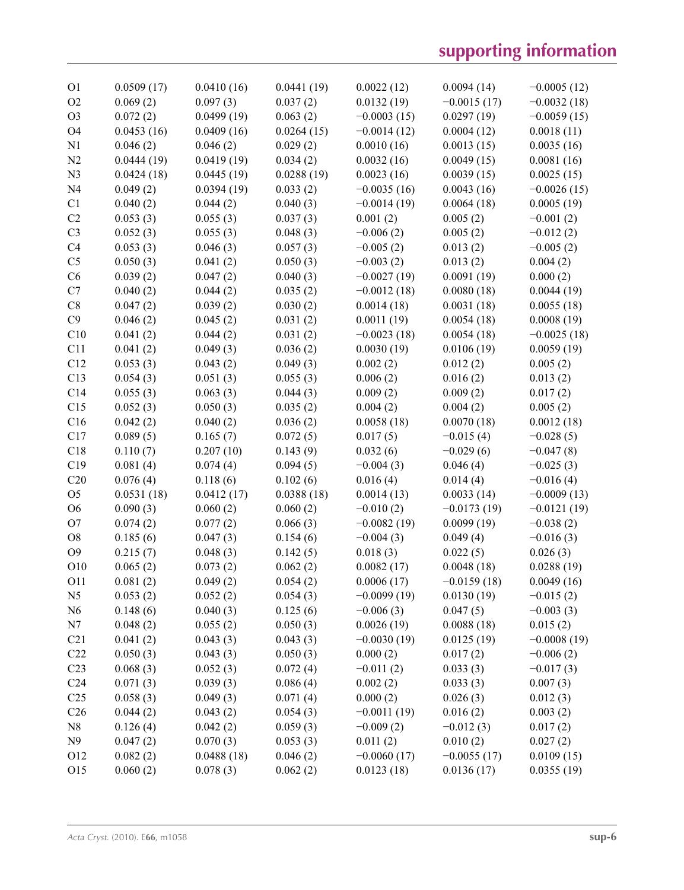| | | | | | | |
|---|---|---|---|---|---|---|
| O1 | 0.0509 (17) | 0.0410 (16) | 0.0441 (19) | 0.0022 (12) | 0.0094 (14) | −0.0005 (12) |
| O2 | 0.069 (2) | 0.097 (3) | 0.037 (2) | 0.0132 (19) | −0.0015 (17) | −0.0032 (18) |
| O3 | 0.072 (2) | 0.0499 (19) | 0.063 (2) | −0.0003 (15) | 0.0297 (19) | −0.0059 (15) |
| O4 | 0.0453 (16) | 0.0409 (16) | 0.0264 (15) | −0.0014 (12) | 0.0004 (12) | 0.0018 (11) |
| N1 | 0.046 (2) | 0.046 (2) | 0.029 (2) | 0.0010 (16) | 0.0013 (15) | 0.0035 (16) |
| N2 | 0.0444 (19) | 0.0419 (19) | 0.034 (2) | 0.0032 (16) | 0.0049 (15) | 0.0081 (16) |
| N3 | 0.0424 (18) | 0.0445 (19) | 0.0288 (19) | 0.0023 (16) | 0.0039 (15) | 0.0025 (15) |
| N4 | 0.049 (2) | 0.0394 (19) | 0.033 (2) | −0.0035 (16) | 0.0043 (16) | −0.0026 (15) |
| C1 | 0.040 (2) | 0.044 (2) | 0.040 (3) | −0.0014 (19) | 0.0064 (18) | 0.0005 (19) |
| C2 | 0.053 (3) | 0.055 (3) | 0.037 (3) | 0.001 (2) | 0.005 (2) | −0.001 (2) |
| C3 | 0.052 (3) | 0.055 (3) | 0.048 (3) | −0.006 (2) | 0.005 (2) | −0.012 (2) |
| C4 | 0.053 (3) | 0.046 (3) | 0.057 (3) | −0.005 (2) | 0.013 (2) | −0.005 (2) |
| C5 | 0.050 (3) | 0.041 (2) | 0.050 (3) | −0.003 (2) | 0.013 (2) | 0.004 (2) |
| C6 | 0.039 (2) | 0.047 (2) | 0.040 (3) | −0.0027 (19) | 0.0091 (19) | 0.000 (2) |
| C7 | 0.040 (2) | 0.044 (2) | 0.035 (2) | −0.0012 (18) | 0.0080 (18) | 0.0044 (19) |
| C8 | 0.047 (2) | 0.039 (2) | 0.030 (2) | 0.0014 (18) | 0.0031 (18) | 0.0055 (18) |
| C9 | 0.046 (2) | 0.045 (2) | 0.031 (2) | 0.0011 (19) | 0.0054 (18) | 0.0008 (19) |
| C10 | 0.041 (2) | 0.044 (2) | 0.031 (2) | −0.0023 (18) | 0.0054 (18) | −0.0025 (18) |
| C11 | 0.041 (2) | 0.049 (3) | 0.036 (2) | 0.0030 (19) | 0.0106 (19) | 0.0059 (19) |
| C12 | 0.053 (3) | 0.043 (2) | 0.049 (3) | 0.002 (2) | 0.012 (2) | 0.005 (2) |
| C13 | 0.054 (3) | 0.051 (3) | 0.055 (3) | 0.006 (2) | 0.016 (2) | 0.013 (2) |
| C14 | 0.055 (3) | 0.063 (3) | 0.044 (3) | 0.009 (2) | 0.009 (2) | 0.017 (2) |
| C15 | 0.052 (3) | 0.050 (3) | 0.035 (2) | 0.004 (2) | 0.004 (2) | 0.005 (2) |
| C16 | 0.042 (2) | 0.040 (2) | 0.036 (2) | 0.0058 (18) | 0.0070 (18) | 0.0012 (18) |
| C17 | 0.089 (5) | 0.165 (7) | 0.072 (5) | 0.017 (5) | −0.015 (4) | −0.028 (5) |
| C18 | 0.110 (7) | 0.207 (10) | 0.143 (9) | 0.032 (6) | −0.029 (6) | −0.047 (8) |
| C19 | 0.081 (4) | 0.074 (4) | 0.094 (5) | −0.004 (3) | 0.046 (4) | −0.025 (3) |
| C20 | 0.076 (4) | 0.118 (6) | 0.102 (6) | 0.016 (4) | 0.014 (4) | −0.016 (4) |
| O5 | 0.0531 (18) | 0.0412 (17) | 0.0388 (18) | 0.0014 (13) | 0.0033 (14) | −0.0009 (13) |
| O6 | 0.090 (3) | 0.060 (2) | 0.060 (2) | −0.010 (2) | −0.0173 (19) | −0.0121 (19) |
| O7 | 0.074 (2) | 0.077 (2) | 0.066 (3) | −0.0082 (19) | 0.0099 (19) | −0.038 (2) |
| O8 | 0.185 (6) | 0.047 (3) | 0.154 (6) | −0.004 (3) | 0.049 (4) | −0.016 (3) |
| O9 | 0.215 (7) | 0.048 (3) | 0.142 (5) | 0.018 (3) | 0.022 (5) | 0.026 (3) |
| O10 | 0.065 (2) | 0.073 (2) | 0.062 (2) | 0.0082 (17) | 0.0048 (18) | 0.0288 (19) |
| O11 | 0.081 (2) | 0.049 (2) | 0.054 (2) | 0.0006 (17) | −0.0159 (18) | 0.0049 (16) |
| N5 | 0.053 (2) | 0.052 (2) | 0.054 (3) | −0.0099 (19) | 0.0130 (19) | −0.015 (2) |
| N6 | 0.148 (6) | 0.040 (3) | 0.125 (6) | −0.006 (3) | 0.047 (5) | −0.003 (3) |
| N7 | 0.048 (2) | 0.055 (2) | 0.050 (3) | 0.0026 (19) | 0.0088 (18) | 0.015 (2) |
| C21 | 0.041 (2) | 0.043 (3) | 0.043 (3) | −0.0030 (19) | 0.0125 (19) | −0.0008 (19) |
| C22 | 0.050 (3) | 0.043 (3) | 0.050 (3) | 0.000 (2) | 0.017 (2) | −0.006 (2) |
| C23 | 0.068 (3) | 0.052 (3) | 0.072 (4) | −0.011 (2) | 0.033 (3) | −0.017 (3) |
| C24 | 0.071 (3) | 0.039 (3) | 0.086 (4) | 0.002 (2) | 0.033 (3) | 0.007 (3) |
| C25 | 0.058 (3) | 0.049 (3) | 0.071 (4) | 0.000 (2) | 0.026 (3) | 0.012 (3) |
| C26 | 0.044 (2) | 0.043 (2) | 0.054 (3) | −0.0011 (19) | 0.016 (2) | 0.003 (2) |
| N8 | 0.126 (4) | 0.042 (2) | 0.059 (3) | −0.009 (2) | −0.012 (3) | 0.017 (2) |
| N9 | 0.047 (2) | 0.070 (3) | 0.053 (3) | 0.011 (2) | 0.010 (2) | 0.027 (2) |
| O12 | 0.082 (2) | 0.0488 (18) | 0.046 (2) | −0.0060 (17) | −0.0055 (17) | 0.0109 (15) |
| O15 | 0.060 (2) | 0.078 (3) | 0.062 (2) | 0.0123 (18) | 0.0136 (17) | 0.0355 (19) |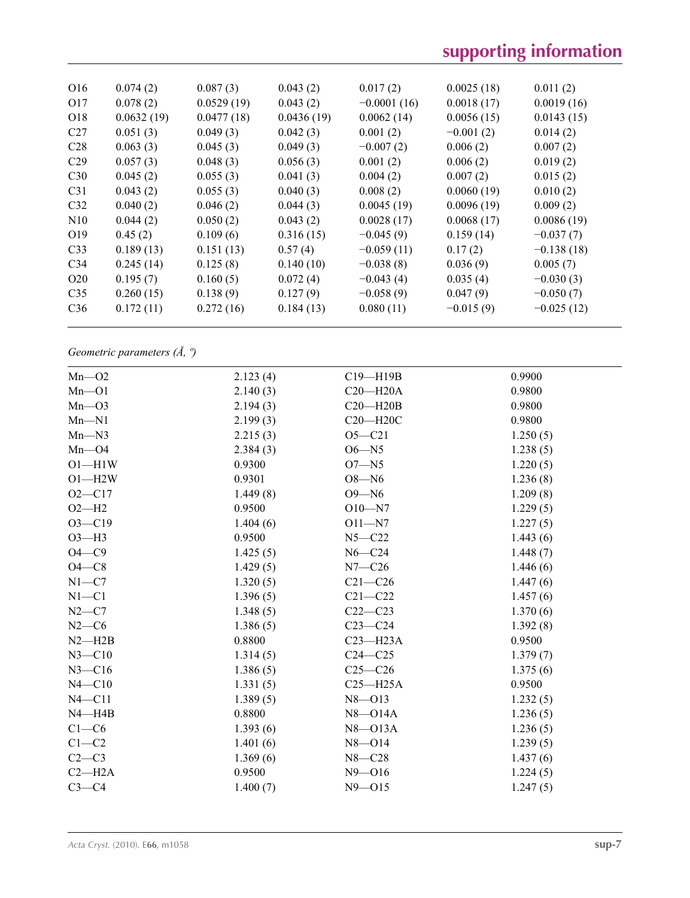| O16 | 0.074 (2) | 0.087 (3) | 0.043 (2) | 0.017 (2) | 0.0025 (18) | 0.011 (2) |
|---|---|---|---|---|---|---|
| O17 | 0.078 (2) | 0.0529 (19) | 0.043 (2) | −0.0001 (16) | 0.0018 (17) | 0.0019 (16) |
| O18 | 0.0632 (19) | 0.0477 (18) | 0.0436 (19) | 0.0062 (14) | 0.0056 (15) | 0.0143 (15) |
| C27 | 0.051 (3) | 0.049 (3) | 0.042 (3) | 0.001 (2) | −0.001 (2) | 0.014 (2) |
| C28 | 0.063 (3) | 0.045 (3) | 0.049 (3) | −0.007 (2) | 0.006 (2) | 0.007 (2) |
| C29 | 0.057 (3) | 0.048 (3) | 0.056 (3) | 0.001 (2) | 0.006 (2) | 0.019 (2) |
| C30 | 0.045 (2) | 0.055 (3) | 0.041 (3) | 0.004 (2) | 0.007 (2) | 0.015 (2) |
| C31 | 0.043 (2) | 0.055 (3) | 0.040 (3) | 0.008 (2) | 0.0060 (19) | 0.010 (2) |
| C32 | 0.040 (2) | 0.046 (2) | 0.044 (3) | 0.0045 (19) | 0.0096 (19) | 0.009 (2) |
| N10 | 0.044 (2) | 0.050 (2) | 0.043 (2) | 0.0028 (17) | 0.0068 (17) | 0.0086 (19) |
| O19 | 0.45 (2) | 0.109 (6) | 0.316 (15) | −0.045 (9) | 0.159 (14) | −0.037 (7) |
| C33 | 0.189 (13) | 0.151 (13) | 0.57 (4) | −0.059 (11) | 0.17 (2) | −0.138 (18) |
| C34 | 0.245 (14) | 0.125 (8) | 0.140 (10) | −0.038 (8) | 0.036 (9) | 0.005 (7) |
| O20 | 0.195 (7) | 0.160 (5) | 0.072 (4) | −0.043 (4) | 0.035 (4) | −0.030 (3) |
| C35 | 0.260 (15) | 0.138 (9) | 0.127 (9) | −0.058 (9) | 0.047 (9) | −0.050 (7) |
| C36 | 0.172 (11) | 0.272 (16) | 0.184 (13) | 0.080 (11) | −0.015 (9) | −0.025 (12) |

*Geometric parameters (Å, º)*

| | | | |
|---|---|---|---|
| Mn—O2 | 2.123 (4) | C19—H19B | 0.9900 |
| Mn—O1 | 2.140 (3) | C20—H20A | 0.9800 |
| Mn—O3 | 2.194 (3) | C20—H20B | 0.9800 |
| Mn—N1 | 2.199 (3) | C20—H20C | 0.9800 |
| Mn—N3 | 2.215 (3) | O5—C21 | 1.250 (5) |
| Mn—O4 | 2.384 (3) | O6—N5 | 1.238 (5) |
| O1—H1W | 0.9300 | O7—N5 | 1.220 (5) |
| O1—H2W | 0.9301 | O8—N6 | 1.236 (8) |
| O2—C17 | 1.449 (8) | O9—N6 | 1.209 (8) |
| O2—H2 | 0.9500 | O10—N7 | 1.229 (5) |
| O3—C19 | 1.404 (6) | O11—N7 | 1.227 (5) |
| O3—H3 | 0.9500 | N5—C22 | 1.443 (6) |
| O4—C9 | 1.425 (5) | N6—C24 | 1.448 (7) |
| O4—C8 | 1.429 (5) | N7—C26 | 1.446 (6) |
| N1—C7 | 1.320 (5) | C21—C26 | 1.447 (6) |
| N1—C1 | 1.396 (5) | C21—C22 | 1.457 (6) |
| N2—C7 | 1.348 (5) | C22—C23 | 1.370 (6) |
| N2—C6 | 1.386 (5) | C23—C24 | 1.392 (8) |
| N2—H2B | 0.8800 | C23—H23A | 0.9500 |
| N3—C10 | 1.314 (5) | C24—C25 | 1.379 (7) |
| N3—C16 | 1.386 (5) | C25—C26 | 1.375 (6) |
| N4—C10 | 1.331 (5) | C25—H25A | 0.9500 |
| N4—C11 | 1.389 (5) | N8—O13 | 1.232 (5) |
| N4—H4B | 0.8800 | N8—O14A | 1.236 (5) |
| C1—C6 | 1.393 (6) | N8—O13A | 1.236 (5) |
| C1—C2 | 1.401 (6) | N8—O14 | 1.239 (5) |
| C2—C3 | 1.369 (6) | N8—C28 | 1.437 (6) |
| C2—H2A | 0.9500 | N9—O16 | 1.224 (5) |
| C3—C4 | 1.400 (7) | N9—O15 | 1.247 (5) |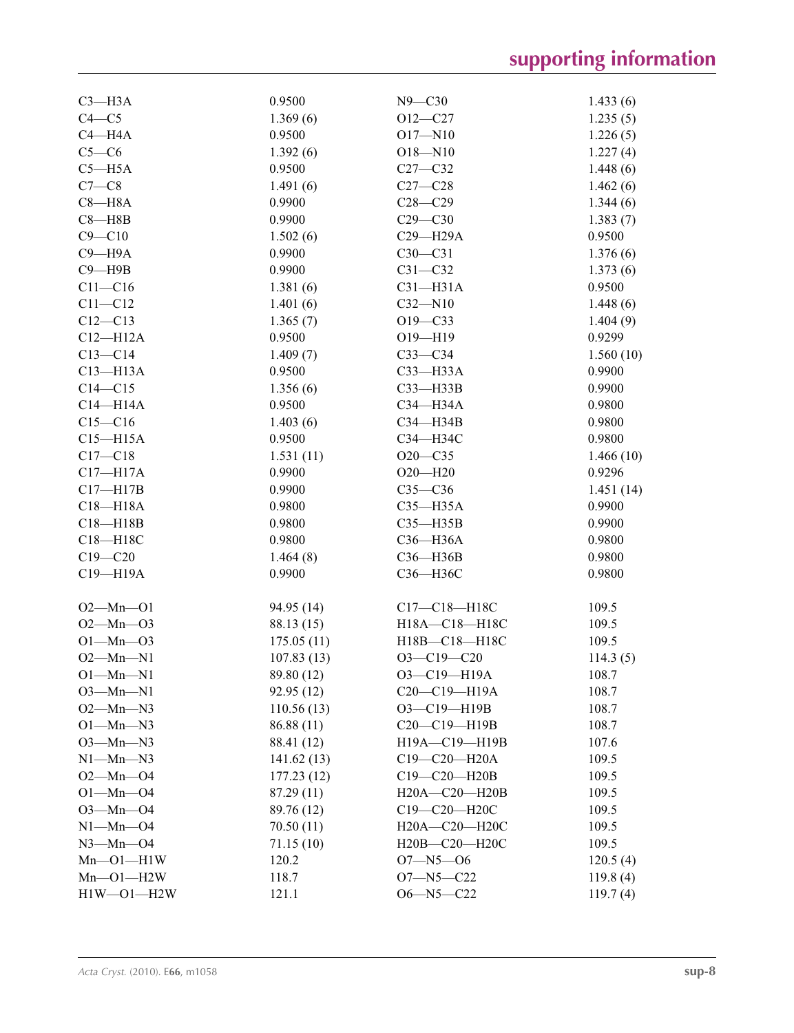| | | | |
|---|---|---|---|
| C3—H3A | 0.9500 | N9—C30 | 1.433 (6) |
| C4—C5 | 1.369 (6) | O12—C27 | 1.235 (5) |
| C4—H4A | 0.9500 | O17—N10 | 1.226 (5) |
| C5—C6 | 1.392 (6) | O18—N10 | 1.227 (4) |
| C5—H5A | 0.9500 | C27—C32 | 1.448 (6) |
| C7—C8 | 1.491 (6) | C27—C28 | 1.462 (6) |
| C8—H8A | 0.9900 | C28—C29 | 1.344 (6) |
| C8—H8B | 0.9900 | C29—C30 | 1.383 (7) |
| C9—C10 | 1.502 (6) | C29—H29A | 0.9500 |
| C9—H9A | 0.9900 | C30—C31 | 1.376 (6) |
| C9—H9B | 0.9900 | C31—C32 | 1.373 (6) |
| C11—C16 | 1.381 (6) | C31—H31A | 0.9500 |
| C11—C12 | 1.401 (6) | C32—N10 | 1.448 (6) |
| C12—C13 | 1.365 (7) | O19—C33 | 1.404 (9) |
| C12—H12A | 0.9500 | O19—H19 | 0.9299 |
| C13—C14 | 1.409 (7) | C33—C34 | 1.560 (10) |
| C13—H13A | 0.9500 | C33—H33A | 0.9900 |
| C14—C15 | 1.356 (6) | C33—H33B | 0.9900 |
| C14—H14A | 0.9500 | C34—H34A | 0.9800 |
| C15—C16 | 1.403 (6) | C34—H34B | 0.9800 |
| C15—H15A | 0.9500 | C34—H34C | 0.9800 |
| C17—C18 | 1.531 (11) | O20—C35 | 1.466 (10) |
| C17—H17A | 0.9900 | O20—H20 | 0.9296 |
| C17—H17B | 0.9900 | C35—C36 | 1.451 (14) |
| C18—H18A | 0.9800 | C35—H35A | 0.9900 |
| C18—H18B | 0.9800 | C35—H35B | 0.9900 |
| C18—H18C | 0.9800 | C36—H36A | 0.9800 |
| C19—C20 | 1.464 (8) | C36—H36B | 0.9800 |
| C19—H19A | 0.9900 | C36—H36C | 0.9800 |

| | | | |
|---|---|---|---|
| O2—Mn—O1 | 94.95 (14) | C17—C18—H18C | 109.5 |
| O2—Mn—O3 | 88.13 (15) | H18A—C18—H18C | 109.5 |
| O1—Mn—O3 | 175.05 (11) | H18B—C18—H18C | 109.5 |
| O2—Mn—N1 | 107.83 (13) | O3—C19—C20 | 114.3 (5) |
| O1—Mn—N1 | 89.80 (12) | O3—C19—H19A | 108.7 |
| O3—Mn—N1 | 92.95 (12) | C20—C19—H19A | 108.7 |
| O2—Mn—N3 | 110.56 (13) | O3—C19—H19B | 108.7 |
| O1—Mn—N3 | 86.88 (11) | C20—C19—H19B | 108.7 |
| O3—Mn—N3 | 88.41 (12) | H19A—C19—H19B | 107.6 |
| N1—Mn—N3 | 141.62 (13) | C19—C20—H20A | 109.5 |
| O2—Mn—O4 | 177.23 (12) | C19—C20—H20B | 109.5 |
| O1—Mn—O4 | 87.29 (11) | H20A—C20—H20B | 109.5 |
| O3—Mn—O4 | 89.76 (12) | C19—C20—H20C | 109.5 |
| N1—Mn—O4 | 70.50 (11) | H20A—C20—H20C | 109.5 |
| N3—Mn—O4 | 71.15 (10) | H20B—C20—H20C | 109.5 |
| Mn—O1—H1W | 120.2 | O7—N5—O6 | 120.5 (4) |
| Mn—O1—H2W | 118.7 | O7—N5—C22 | 119.8 (4) |
| H1W—O1—H2W | 121.1 | O6—N5—C22 | 119.7 (4) |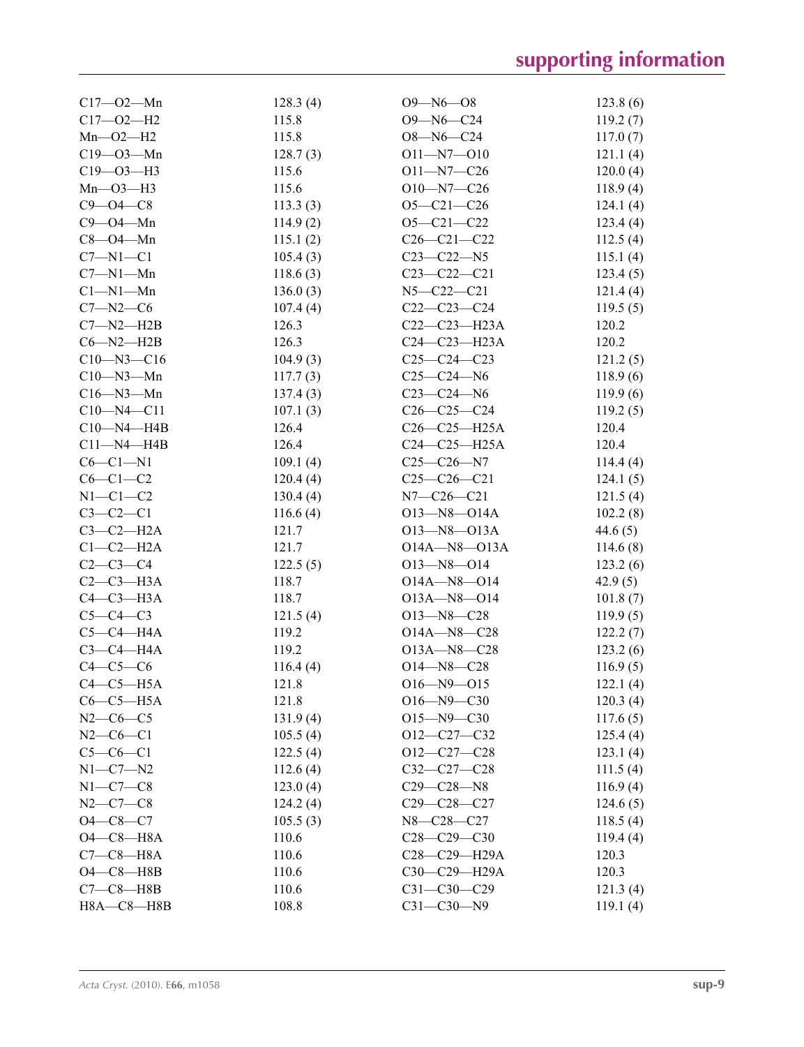| | | | |
|---|---|---|---|
| C17—O2—Mn | 128.3 (4) | O9—N6—O8 | 123.8 (6) |
| C17—O2—H2 | 115.8 | O9—N6—C24 | 119.2 (7) |
| Mn—O2—H2 | 115.8 | O8—N6—C24 | 117.0 (7) |
| C19—O3—Mn | 128.7 (3) | O11—N7—O10 | 121.1 (4) |
| C19—O3—H3 | 115.6 | O11—N7—C26 | 120.0 (4) |
| Mn—O3—H3 | 115.6 | O10—N7—C26 | 118.9 (4) |
| C9—O4—C8 | 113.3 (3) | O5—C21—C26 | 124.1 (4) |
| C9—O4—Mn | 114.9 (2) | O5—C21—C22 | 123.4 (4) |
| C8—O4—Mn | 115.1 (2) | C26—C21—C22 | 112.5 (4) |
| C7—N1—C1 | 105.4 (3) | C23—C22—N5 | 115.1 (4) |
| C7—N1—Mn | 118.6 (3) | C23—C22—C21 | 123.4 (5) |
| C1—N1—Mn | 136.0 (3) | N5—C22—C21 | 121.4 (4) |
| C7—N2—C6 | 107.4 (4) | C22—C23—C24 | 119.5 (5) |
| C7—N2—H2B | 126.3 | C22—C23—H23A | 120.2 |
| C6—N2—H2B | 126.3 | C24—C23—H23A | 120.2 |
| C10—N3—C16 | 104.9 (3) | C25—C24—C23 | 121.2 (5) |
| C10—N3—Mn | 117.7 (3) | C25—C24—N6 | 118.9 (6) |
| C16—N3—Mn | 137.4 (3) | C23—C24—N6 | 119.9 (6) |
| C10—N4—C11 | 107.1 (3) | C26—C25—C24 | 119.2 (5) |
| C10—N4—H4B | 126.4 | C26—C25—H25A | 120.4 |
| C11—N4—H4B | 126.4 | C24—C25—H25A | 120.4 |
| C6—C1—N1 | 109.1 (4) | C25—C26—N7 | 114.4 (4) |
| C6—C1—C2 | 120.4 (4) | C25—C26—C21 | 124.1 (5) |
| N1—C1—C2 | 130.4 (4) | N7—C26—C21 | 121.5 (4) |
| C3—C2—C1 | 116.6 (4) | O13—N8—O14A | 102.2 (8) |
| C3—C2—H2A | 121.7 | O13—N8—O13A | 44.6 (5) |
| C1—C2—H2A | 121.7 | O14A—N8—O13A | 114.6 (8) |
| C2—C3—C4 | 122.5 (5) | O13—N8—O14 | 123.2 (6) |
| C2—C3—H3A | 118.7 | O14A—N8—O14 | 42.9 (5) |
| C4—C3—H3A | 118.7 | O13A—N8—O14 | 101.8 (7) |
| C5—C4—C3 | 121.5 (4) | O13—N8—C28 | 119.9 (5) |
| C5—C4—H4A | 119.2 | O14A—N8—C28 | 122.2 (7) |
| C3—C4—H4A | 119.2 | O13A—N8—C28 | 123.2 (6) |
| C4—C5—C6 | 116.4 (4) | O14—N8—C28 | 116.9 (5) |
| C4—C5—H5A | 121.8 | O16—N9—O15 | 122.1 (4) |
| C6—C5—H5A | 121.8 | O16—N9—C30 | 120.3 (4) |
| N2—C6—C5 | 131.9 (4) | O15—N9—C30 | 117.6 (5) |
| N2—C6—C1 | 105.5 (4) | O12—C27—C32 | 125.4 (4) |
| C5—C6—C1 | 122.5 (4) | O12—C27—C28 | 123.1 (4) |
| N1—C7—N2 | 112.6 (4) | C32—C27—C28 | 111.5 (4) |
| N1—C7—C8 | 123.0 (4) | C29—C28—N8 | 116.9 (4) |
| N2—C7—C8 | 124.2 (4) | C29—C28—C27 | 124.6 (5) |
| O4—C8—C7 | 105.5 (3) | N8—C28—C27 | 118.5 (4) |
| O4—C8—H8A | 110.6 | C28—C29—C30 | 119.4 (4) |
| C7—C8—H8A | 110.6 | C28—C29—H29A | 120.3 |
| O4—C8—H8B | 110.6 | C30—C29—H29A | 120.3 |
| C7—C8—H8B | 110.6 | C31—C30—C29 | 121.3 (4) |
| H8A—C8—H8B | 108.8 | C31—C30—N9 | 119.1 (4) |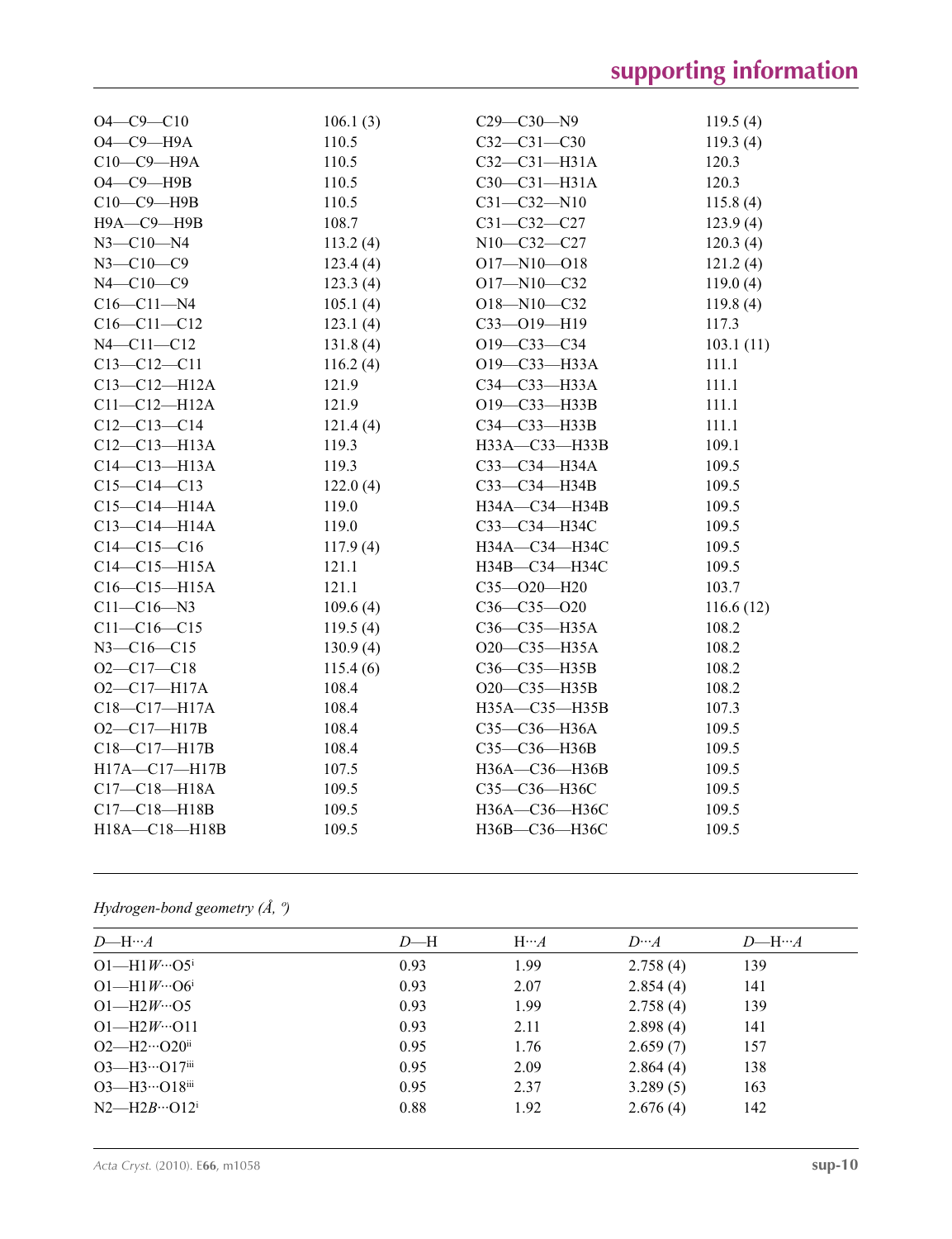| | | | |
|---|---|---|---|
| O4—C9—C10 | 106.1 (3) | C29—C30—N9 | 119.5 (4) |
| O4—C9—H9A | 110.5 | C32—C31—C30 | 119.3 (4) |
| C10—C9—H9A | 110.5 | C32—C31—H31A | 120.3 |
| O4—C9—H9B | 110.5 | C30—C31—H31A | 120.3 |
| C10—C9—H9B | 110.5 | C31—C32—N10 | 115.8 (4) |
| H9A—C9—H9B | 108.7 | C31—C32—C27 | 123.9 (4) |
| N3—C10—N4 | 113.2 (4) | N10—C32—C27 | 120.3 (4) |
| N3—C10—C9 | 123.4 (4) | O17—N10—O18 | 121.2 (4) |
| N4—C10—C9 | 123.3 (4) | O17—N10—C32 | 119.0 (4) |
| C16—C11—N4 | 105.1 (4) | O18—N10—C32 | 119.8 (4) |
| C16—C11—C12 | 123.1 (4) | C33—O19—H19 | 117.3 |
| N4—C11—C12 | 131.8 (4) | O19—C33—C34 | 103.1 (11) |
| C13—C12—C11 | 116.2 (4) | O19—C33—H33A | 111.1 |
| C13—C12—H12A | 121.9 | C34—C33—H33A | 111.1 |
| C11—C12—H12A | 121.9 | O19—C33—H33B | 111.1 |
| C12—C13—C14 | 121.4 (4) | C34—C33—H33B | 111.1 |
| C12—C13—H13A | 119.3 | H33A—C33—H33B | 109.1 |
| C14—C13—H13A | 119.3 | C33—C34—H34A | 109.5 |
| C15—C14—C13 | 122.0 (4) | C33—C34—H34B | 109.5 |
| C15—C14—H14A | 119.0 | H34A—C34—H34B | 109.5 |
| C13—C14—H14A | 119.0 | C33—C34—H34C | 109.5 |
| C14—C15—C16 | 117.9 (4) | H34A—C34—H34C | 109.5 |
| C14—C15—H15A | 121.1 | H34B—C34—H34C | 109.5 |
| C16—C15—H15A | 121.1 | C35—O20—H20 | 103.7 |
| C11—C16—N3 | 109.6 (4) | C36—C35—O20 | 116.6 (12) |
| C11—C16—C15 | 119.5 (4) | C36—C35—H35A | 108.2 |
| N3—C16—C15 | 130.9 (4) | O20—C35—H35A | 108.2 |
| O2—C17—C18 | 115.4 (6) | C36—C35—H35B | 108.2 |
| O2—C17—H17A | 108.4 | O20—C35—H35B | 108.2 |
| C18—C17—H17A | 108.4 | H35A—C35—H35B | 107.3 |
| O2—C17—H17B | 108.4 | C35—C36—H36A | 109.5 |
| C18—C17—H17B | 108.4 | C35—C36—H36B | 109.5 |
| H17A—C17—H17B | 107.5 | H36A—C36—H36B | 109.5 |
| C17—C18—H18A | 109.5 | C35—C36—H36C | 109.5 |
| C17—C18—H18B | 109.5 | H36A—C36—H36C | 109.5 |
| H18A—C18—H18B | 109.5 | H36B—C36—H36C | 109.5 |

*Hydrogen-bond geometry (Å, º)*

| *D*—H···*A* | *D*—H | H···*A* | *D*···*A* | *D*—H···*A* |
|---|---|---|---|---|
| O1—H1*W*···O5$^{i}$ | 0.93 | 1.99 | 2.758 (4) | 139 |
| O1—H1*W*···O6$^{i}$ | 0.93 | 2.07 | 2.854 (4) | 141 |
| O1—H2*W*···O5 | 0.93 | 1.99 | 2.758 (4) | 139 |
| O1—H2*W*···O11 | 0.93 | 2.11 | 2.898 (4) | 141 |
| O2—H2···O20$^{ii}$ | 0.95 | 1.76 | 2.659 (7) | 157 |
| O3—H3···O17$^{iii}$ | 0.95 | 2.09 | 2.864 (4) | 138 |
| O3—H3···O18$^{iii}$ | 0.95 | 2.37 | 3.289 (5) | 163 |
| N2—H2*B*···O12$^{i}$ | 0.88 | 1.92 | 2.676 (4) | 142 |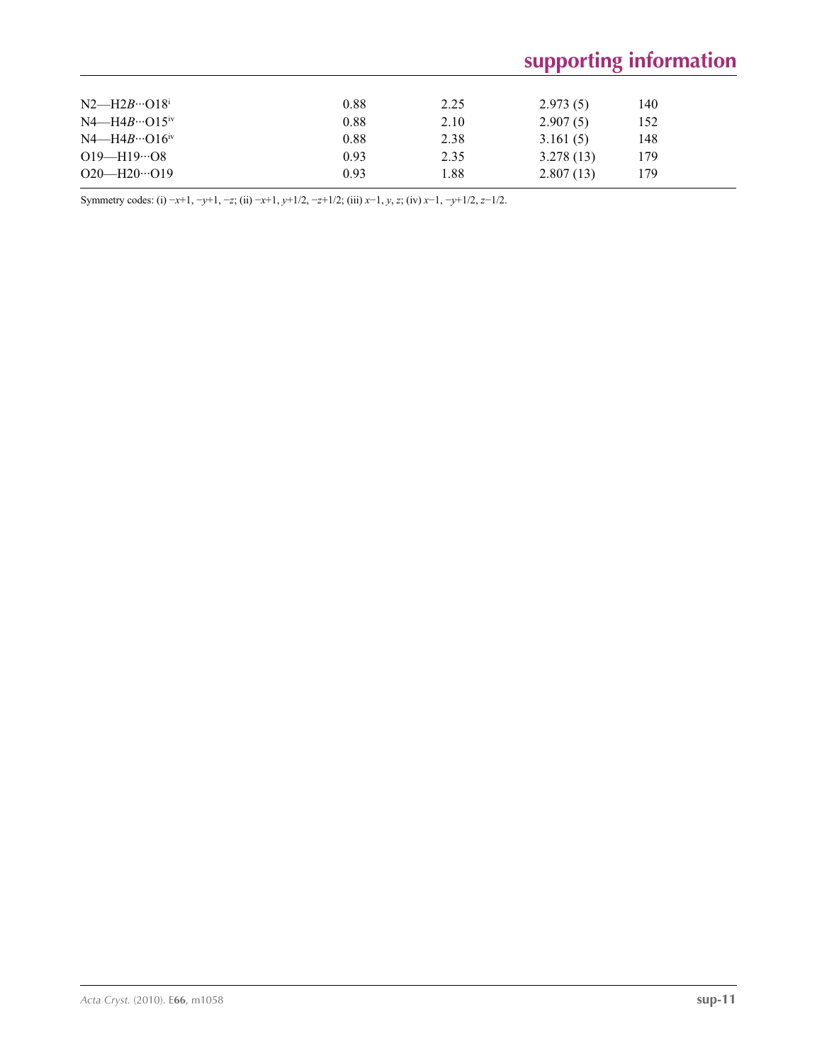| | | | | |
|---|---|---|---|---|
| N2—H2*B*···O18[i] | 0.88 | 2.25 | 2.973 (5) | 140 |
| N4—H4*B*···O15[iv] | 0.88 | 2.10 | 2.907 (5) | 152 |
| N4—H4*B*···O16[iv] | 0.88 | 2.38 | 3.161 (5) | 148 |
| O19—H19···O8 | 0.93 | 2.35 | 3.278 (13) | 179 |
| O20—H20···O19 | 0.93 | 1.88 | 2.807 (13) | 179 |

Symmetry codes: (i) $-x+1, -y+1, -z$; (ii) $-x+1, y+1/2, -z+1/2$; (iii) $x-1, y, z$; (iv) $x-1, -y+1/2, z-1/2$.